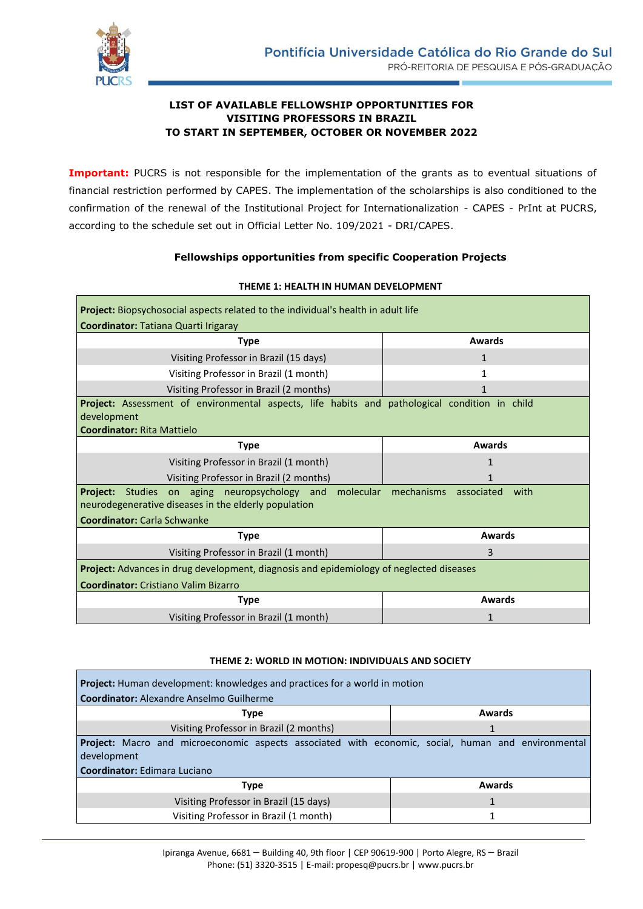Pontifícia Universidade Católica do Rio Grande do Sul

PRÓ-REITORIA DE PESQUISA E PÓS-GRADUAÇÃO

# LIST OF AVAILABLE FELLOWSHIP OPPORTUNITIES FOR VISITING PROFESSORS IN BRAZIL TO START IN SEPTEMBER, OCTOBER OR NOVEMBER 2022

**Important:** PUCRS is not responsible for the implementation of the grants as to eventual situations of financial restriction performed by CAPES. The implementation of the scholarships is also conditioned to the confirmation of the renewal of the Institutional Project for Internationalization - CAPES - PrInt at PUCRS, according to the schedule set out in Official Letter No. 109/2021 - DRI/CAPES.

## Fellowships opportunities from specific Cooperation Projects

### THEME 1: HEALTH IN HUMAN DEVELOPMENT

**Project:** Biopsychosocial aspects related to the individual's health in adult life
**Coordinator:** Tatiana Quarti Irigaray

| Type | Awards |
|---|---|
| Visiting Professor in Brazil (15 days) | 1 |
| Visiting Professor in Brazil (1 month) | 1 |
| Visiting Professor in Brazil (2 months) | 1 |

**Project:** Assessment of environmental aspects, life habits and pathological condition in child development
**Coordinator:** Rita Mattielo

| Type | Awards |
|---|---|
| Visiting Professor in Brazil (1 month) | 1 |
| Visiting Professor in Brazil (2 months) | 1 |

**Project:** Studies on aging neuropsychology and molecular mechanisms associated with neurodegenerative diseases in the elderly population
**Coordinator:** Carla Schwanke

| Type | Awards |
|---|---|
| Visiting Professor in Brazil (1 month) | 3 |

**Project:** Advances in drug development, diagnosis and epidemiology of neglected diseases
**Coordinator:** Cristiano Valim Bizarro

| Type | Awards |
|---|---|
| Visiting Professor in Brazil (1 month) | 1 |

### THEME 2: WORLD IN MOTION: INDIVIDUALS AND SOCIETY

**Project:** Human development: knowledges and practices for a world in motion
**Coordinator:** Alexandre Anselmo Guilherme

| Type | Awards |
|---|---|
| Visiting Professor in Brazil (2 months) | 1 |

**Project:** Macro and microeconomic aspects associated with economic, social, human and environmental development
**Coordinator:** Edimara Luciano

| Type | Awards |
|---|---|
| Visiting Professor in Brazil (15 days) | 1 |
| Visiting Professor in Brazil (1 month) | 1 |

Ipiranga Avenue, 6681 – Building 40, 9th floor | CEP 90619-900 | Porto Alegre, RS – Brazil
Phone: (51) 3320-3515 | E-mail: propesq@pucrs.br | www.pucrs.br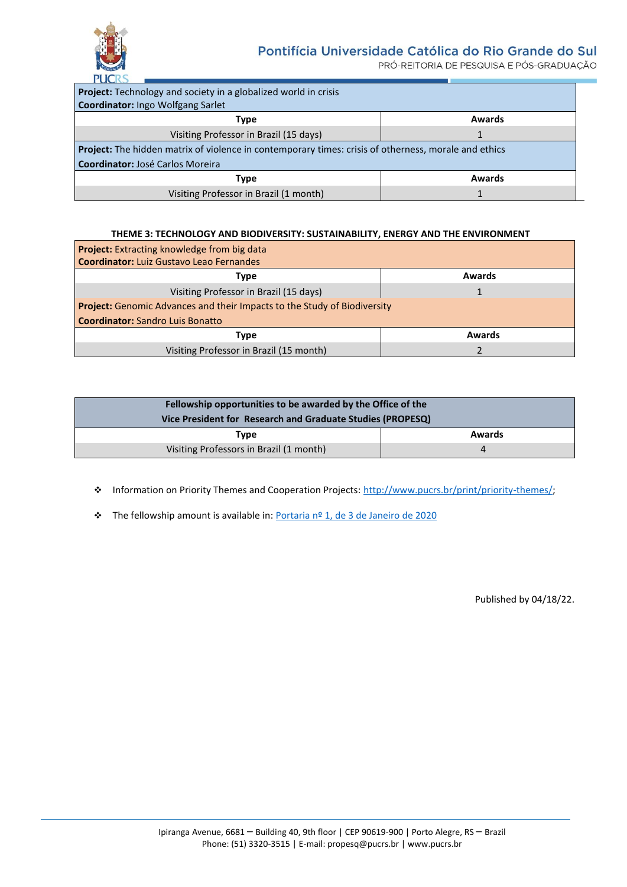| **Project:** Technology and society in a globalized world in crisis<br>**Coordinator:** Ingo Wolfgang Sarlet | |
|---|---|
| **Type** | **Awards** |
| Visiting Professor in Brazil (15 days) | 1 |
| **Project:** The hidden matrix of violence in contemporary times: crisis of otherness, morale and ethics<br>**Coordinator:** José Carlos Moreira | |
| **Type** | **Awards** |
| Visiting Professor in Brazil (1 month) | 1 |

**THEME 3: TECHNOLOGY AND BIODIVERSITY: SUSTAINABILITY, ENERGY AND THE ENVIRONMENT**

| **Project:** Extracting knowledge from big data<br>**Coordinator:** Luiz Gustavo Leao Fernandes | |
|---|---|
| **Type** | **Awards** |
| Visiting Professor in Brazil (15 days) | 1 |
| **Project:** Genomic Advances and their Impacts to the Study of Biodiversity<br>**Coordinator:** Sandro Luis Bonatto | |
| **Type** | **Awards** |
| Visiting Professor in Brazil (15 month) | 2 |

| **Fellowship opportunities to be awarded by the Office of the Vice President for Research and Graduate Studies (PROPESQ)** | |
|---|---|
| **Type** | **Awards** |
| Visiting Professors in Brazil (1 month) | 4 |

- Information on Priority Themes and Cooperation Projects: [http://www.pucrs.br/print/priority-themes/](http://www.pucrs.br/print/priority-themes/);
- The fellowship amount is available in: Portaria nº 1, de 3 de Janeiro de 2020

Published by 04/18/22.